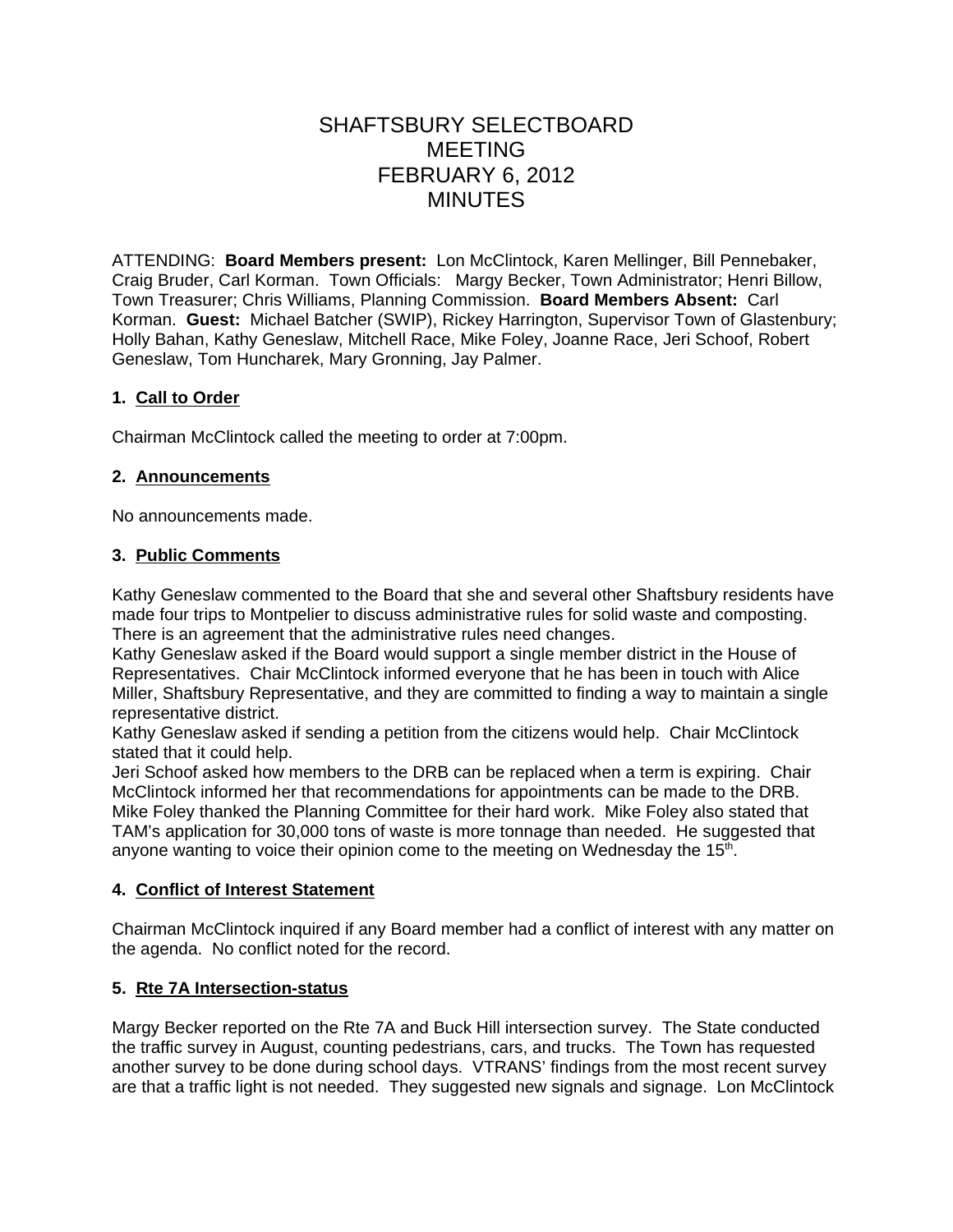# SHAFTSBURY SELECTBOARD MEETING FEBRUARY 6, 2012 MINUTES

ATTENDING: **Board Members present:** Lon McClintock, Karen Mellinger, Bill Pennebaker, Craig Bruder, Carl Korman. Town Officials: Margy Becker, Town Administrator; Henri Billow, Town Treasurer; Chris Williams, Planning Commission. **Board Members Absent:** Carl Korman. **Guest:** Michael Batcher (SWIP), Rickey Harrington, Supervisor Town of Glastenbury; Holly Bahan, Kathy Geneslaw, Mitchell Race, Mike Foley, Joanne Race, Jeri Schoof, Robert Geneslaw, Tom Huncharek, Mary Gronning, Jay Palmer.

**1. Call to Order**

Chairman McClintock called the meeting to order at 7:00pm.

**2. Announcements**

No announcements made.

**3. Public Comments**

Kathy Geneslaw commented to the Board that she and several other Shaftsbury residents have made four trips to Montpelier to discuss administrative rules for solid waste and composting. There is an agreement that the administrative rules need changes.
Kathy Geneslaw asked if the Board would support a single member district in the House of Representatives. Chair McClintock informed everyone that he has been in touch with Alice Miller, Shaftsbury Representative, and they are committed to finding a way to maintain a single representative district.
Kathy Geneslaw asked if sending a petition from the citizens would help. Chair McClintock stated that it could help.
Jeri Schoof asked how members to the DRB can be replaced when a term is expiring. Chair McClintock informed her that recommendations for appointments can be made to the DRB.
Mike Foley thanked the Planning Committee for their hard work. Mike Foley also stated that TAM's application for 30,000 tons of waste is more tonnage than needed. He suggested that anyone wanting to voice their opinion come to the meeting on Wednesday the 15th.

**4. Conflict of Interest Statement**

Chairman McClintock inquired if any Board member had a conflict of interest with any matter on the agenda. No conflict noted for the record.

**5. Rte 7A Intersection-status**

Margy Becker reported on the Rte 7A and Buck Hill intersection survey. The State conducted the traffic survey in August, counting pedestrians, cars, and trucks. The Town has requested another survey to be done during school days. VTRANS' findings from the most recent survey are that a traffic light is not needed. They suggested new signals and signage. Lon McClintock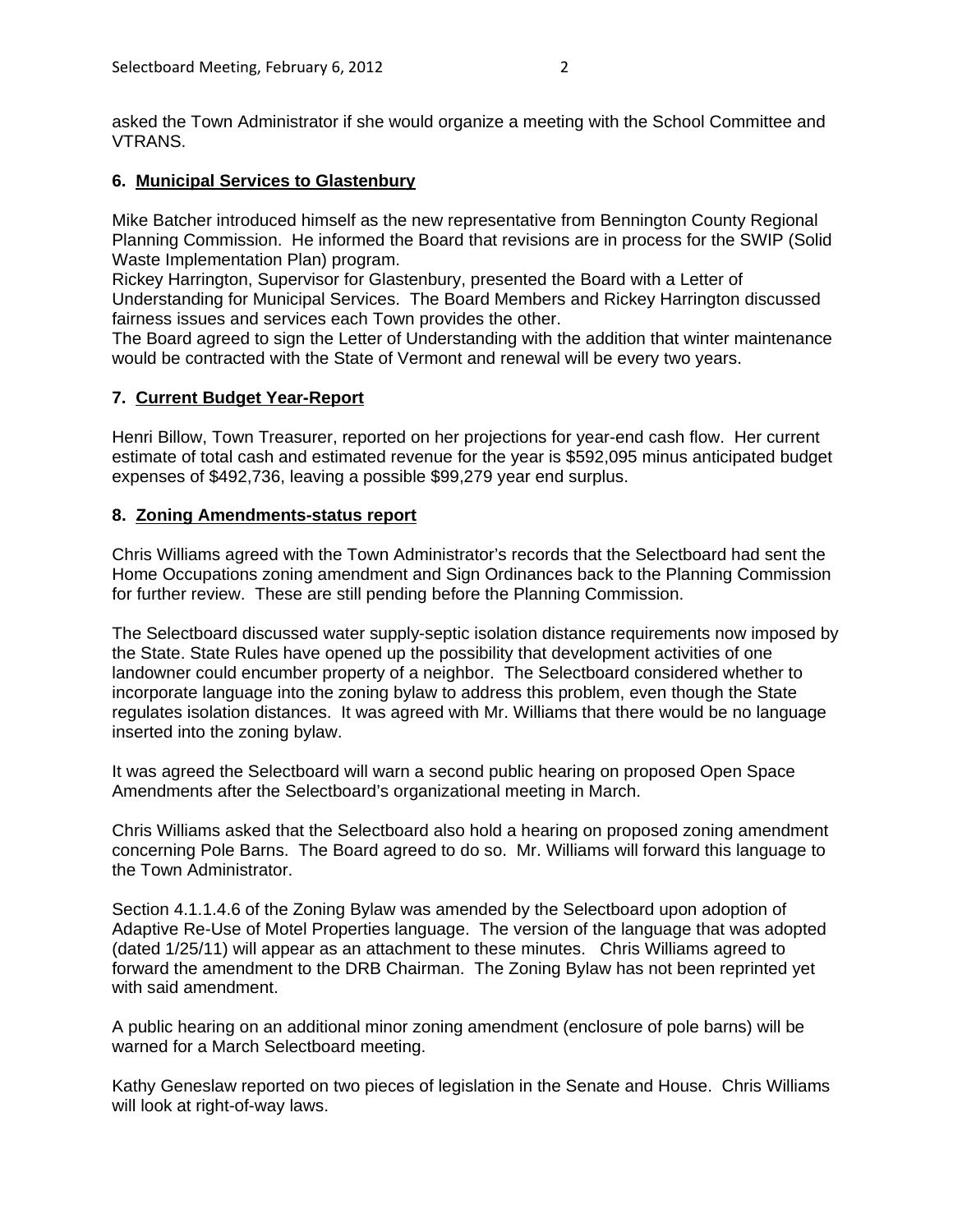asked the Town Administrator if she would organize a meeting with the School Committee and VTRANS.

**6. Municipal Services to Glastenbury**

Mike Batcher introduced himself as the new representative from Bennington County Regional Planning Commission. He informed the Board that revisions are in process for the SWIP (Solid Waste Implementation Plan) program.
Rickey Harrington, Supervisor for Glastenbury, presented the Board with a Letter of Understanding for Municipal Services. The Board Members and Rickey Harrington discussed fairness issues and services each Town provides the other.
The Board agreed to sign the Letter of Understanding with the addition that winter maintenance would be contracted with the State of Vermont and renewal will be every two years.

**7. Current Budget Year-Report**

Henri Billow, Town Treasurer, reported on her projections for year-end cash flow. Her current estimate of total cash and estimated revenue for the year is $592,095 minus anticipated budget expenses of $492,736, leaving a possible $99,279 year end surplus.

**8. Zoning Amendments-status report**

Chris Williams agreed with the Town Administrator's records that the Selectboard had sent the Home Occupations zoning amendment and Sign Ordinances back to the Planning Commission for further review. These are still pending before the Planning Commission.

The Selectboard discussed water supply-septic isolation distance requirements now imposed by the State. State Rules have opened up the possibility that development activities of one landowner could encumber property of a neighbor. The Selectboard considered whether to incorporate language into the zoning bylaw to address this problem, even though the State regulates isolation distances. It was agreed with Mr. Williams that there would be no language inserted into the zoning bylaw.

It was agreed the Selectboard will warn a second public hearing on proposed Open Space Amendments after the Selectboard's organizational meeting in March.

Chris Williams asked that the Selectboard also hold a hearing on proposed zoning amendment concerning Pole Barns. The Board agreed to do so. Mr. Williams will forward this language to the Town Administrator.

Section 4.1.1.4.6 of the Zoning Bylaw was amended by the Selectboard upon adoption of Adaptive Re-Use of Motel Properties language. The version of the language that was adopted (dated 1/25/11) will appear as an attachment to these minutes. Chris Williams agreed to forward the amendment to the DRB Chairman. The Zoning Bylaw has not been reprinted yet with said amendment.

A public hearing on an additional minor zoning amendment (enclosure of pole barns) will be warned for a March Selectboard meeting.

Kathy Geneslaw reported on two pieces of legislation in the Senate and House. Chris Williams will look at right-of-way laws.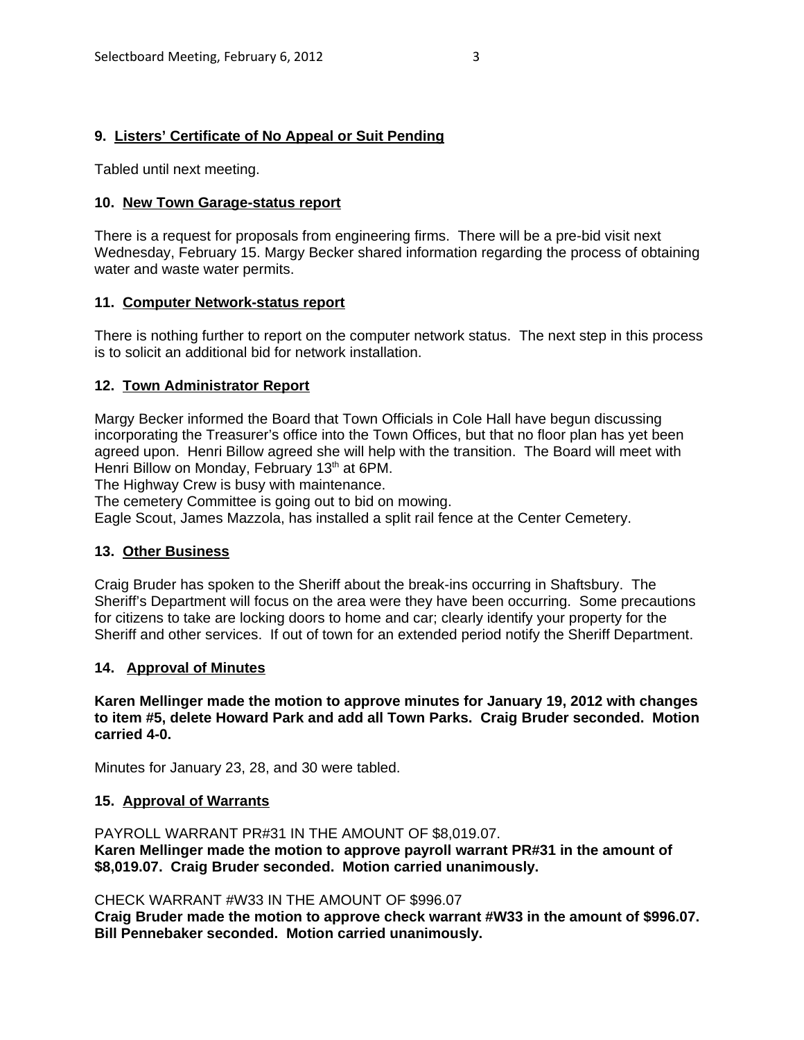### 9. Listers' Certificate of No Appeal or Suit Pending

Tabled until next meeting.

### 10. New Town Garage-status report

There is a request for proposals from engineering firms. There will be a pre-bid visit next Wednesday, February 15. Margy Becker shared information regarding the process of obtaining water and waste water permits.

### 11. Computer Network-status report

There is nothing further to report on the computer network status. The next step in this process is to solicit an additional bid for network installation.

### 12. Town Administrator Report

Margy Becker informed the Board that Town Officials in Cole Hall have begun discussing incorporating the Treasurer's office into the Town Offices, but that no floor plan has yet been agreed upon. Henri Billow agreed she will help with the transition. The Board will meet with Henri Billow on Monday, February 13th at 6PM.
The Highway Crew is busy with maintenance.
The cemetery Committee is going out to bid on mowing.
Eagle Scout, James Mazzola, has installed a split rail fence at the Center Cemetery.

### 13. Other Business

Craig Bruder has spoken to the Sheriff about the break-ins occurring in Shaftsbury. The Sheriff's Department will focus on the area were they have been occurring. Some precautions for citizens to take are locking doors to home and car; clearly identify your property for the Sheriff and other services. If out of town for an extended period notify the Sheriff Department.

### 14. Approval of Minutes

**Karen Mellinger made the motion to approve minutes for January 19, 2012 with changes to item #5, delete Howard Park and add all Town Parks. Craig Bruder seconded. Motion carried 4-0.**

Minutes for January 23, 28, and 30 were tabled.

### 15. Approval of Warrants

PAYROLL WARRANT PR#31 IN THE AMOUNT OF $8,019.07.
**Karen Mellinger made the motion to approve payroll warrant PR#31 in the amount of $8,019.07. Craig Bruder seconded. Motion carried unanimously.**

CHECK WARRANT #W33 IN THE AMOUNT OF $996.07
**Craig Bruder made the motion to approve check warrant #W33 in the amount of $996.07. Bill Pennebaker seconded. Motion carried unanimously.**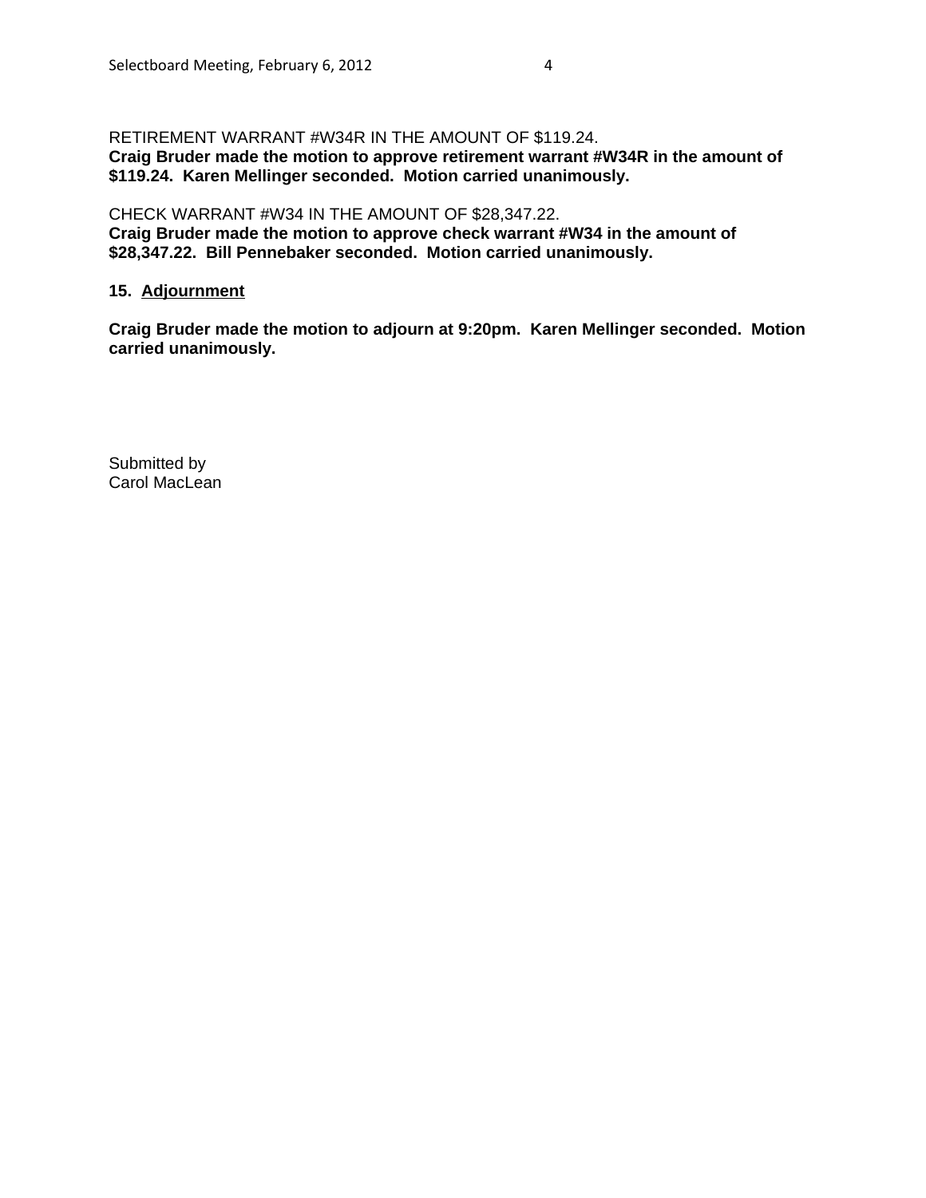RETIREMENT WARRANT #W34R IN THE AMOUNT OF $119.24.
**Craig Bruder made the motion to approve retirement warrant #W34R in the amount of $119.24. Karen Mellinger seconded. Motion carried unanimously.**

CHECK WARRANT #W34 IN THE AMOUNT OF $28,347.22.
**Craig Bruder made the motion to approve check warrant #W34 in the amount of $28,347.22. Bill Pennebaker seconded. Motion carried unanimously.**

**15. <u>Adjournment</u>**

**Craig Bruder made the motion to adjourn at 9:20pm. Karen Mellinger seconded. Motion carried unanimously.**

Submitted by
Carol MacLean